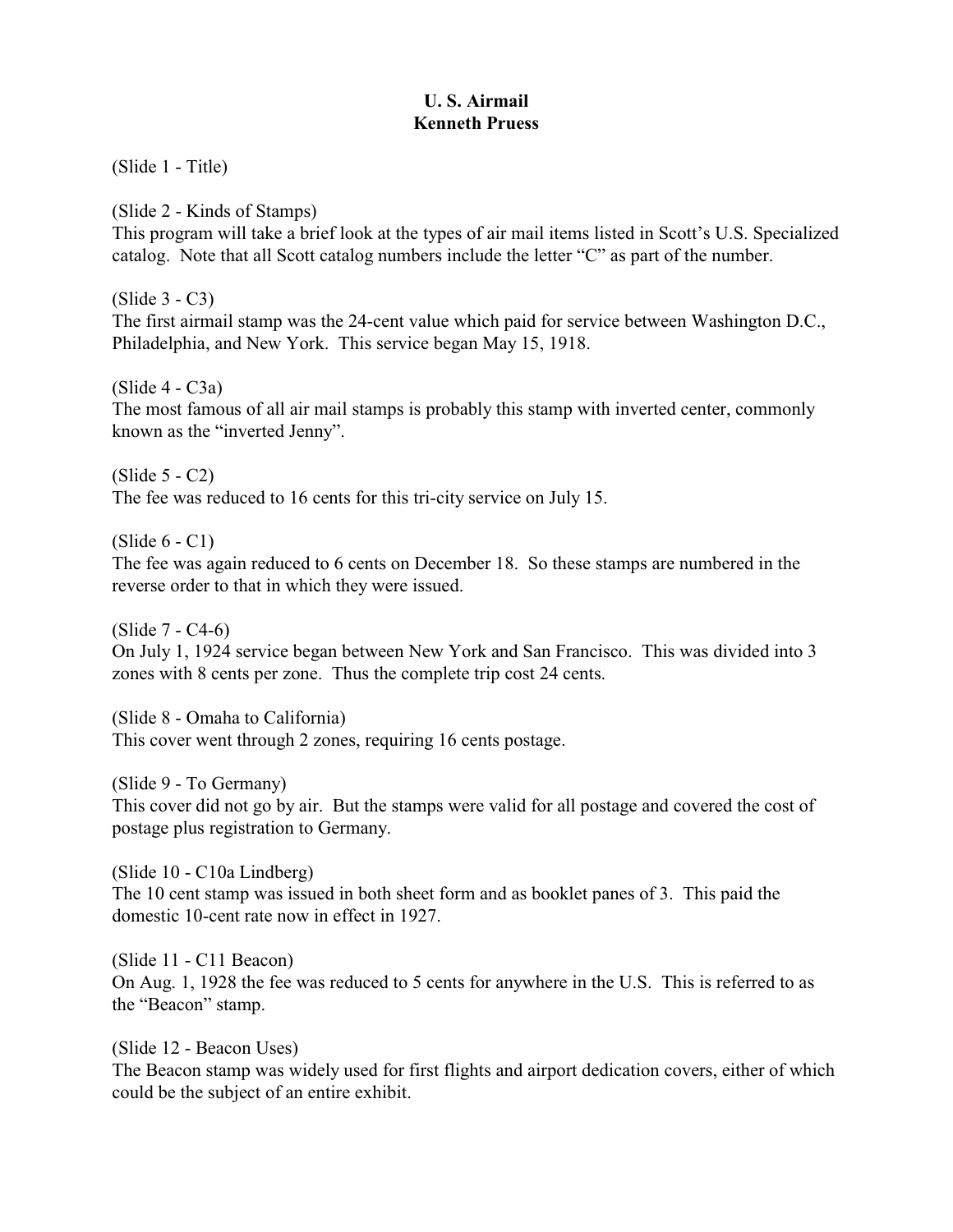# U. S. Airmail
## Kenneth Pruess

(Slide 1 - Title)

(Slide 2 - Kinds of Stamps)
This program will take a brief look at the types of air mail items listed in Scott's U.S. Specialized catalog. Note that all Scott catalog numbers include the letter "C" as part of the number.

(Slide 3 - C3)
The first airmail stamp was the 24-cent value which paid for service between Washington D.C., Philadelphia, and New York. This service began May 15, 1918.

(Slide 4 - C3a)
The most famous of all air mail stamps is probably this stamp with inverted center, commonly known as the "inverted Jenny".

(Slide 5 - C2)
The fee was reduced to 16 cents for this tri-city service on July 15.

(Slide 6 - C1)
The fee was again reduced to 6 cents on December 18. So these stamps are numbered in the reverse order to that in which they were issued.

(Slide 7 - C4-6)
On July 1, 1924 service began between New York and San Francisco. This was divided into 3 zones with 8 cents per zone. Thus the complete trip cost 24 cents.

(Slide 8 - Omaha to California)
This cover went through 2 zones, requiring 16 cents postage.

(Slide 9 - To Germany)
This cover did not go by air. But the stamps were valid for all postage and covered the cost of postage plus registration to Germany.

(Slide 10 - C10a Lindberg)
The 10 cent stamp was issued in both sheet form and as booklet panes of 3. This paid the domestic 10-cent rate now in effect in 1927.

(Slide 11 - C11 Beacon)
On Aug. 1, 1928 the fee was reduced to 5 cents for anywhere in the U.S. This is referred to as the "Beacon" stamp.

(Slide 12 - Beacon Uses)
The Beacon stamp was widely used for first flights and airport dedication covers, either of which could be the subject of an entire exhibit.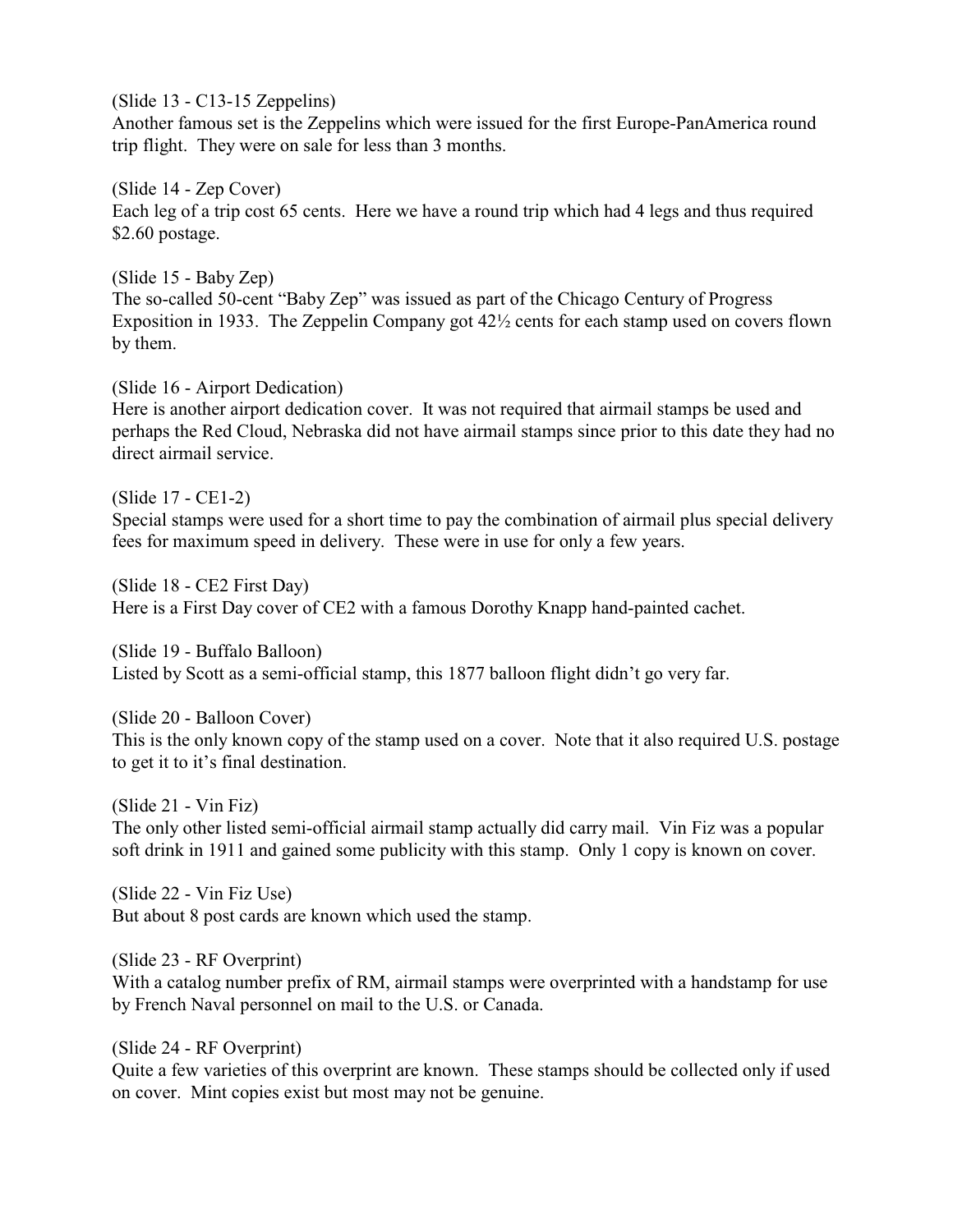(Slide 13 - C13-15 Zeppelins)
Another famous set is the Zeppelins which were issued for the first Europe-PanAmerica round trip flight. They were on sale for less than 3 months.

(Slide 14 - Zep Cover)
Each leg of a trip cost 65 cents. Here we have a round trip which had 4 legs and thus required $2.60 postage.

(Slide 15 - Baby Zep)
The so-called 50-cent "Baby Zep" was issued as part of the Chicago Century of Progress Exposition in 1933. The Zeppelin Company got 42½ cents for each stamp used on covers flown by them.

(Slide 16 - Airport Dedication)
Here is another airport dedication cover. It was not required that airmail stamps be used and perhaps the Red Cloud, Nebraska did not have airmail stamps since prior to this date they had no direct airmail service.

(Slide 17 - CE1-2)
Special stamps were used for a short time to pay the combination of airmail plus special delivery fees for maximum speed in delivery. These were in use for only a few years.

(Slide 18 - CE2 First Day)
Here is a First Day cover of CE2 with a famous Dorothy Knapp hand-painted cachet.

(Slide 19 - Buffalo Balloon)
Listed by Scott as a semi-official stamp, this 1877 balloon flight didn't go very far.

(Slide 20 - Balloon Cover)
This is the only known copy of the stamp used on a cover. Note that it also required U.S. postage to get it to it's final destination.

(Slide 21 - Vin Fiz)
The only other listed semi-official airmail stamp actually did carry mail. Vin Fiz was a popular soft drink in 1911 and gained some publicity with this stamp. Only 1 copy is known on cover.

(Slide 22 - Vin Fiz Use)
But about 8 post cards are known which used the stamp.

(Slide 23 - RF Overprint)
With a catalog number prefix of RM, airmail stamps were overprinted with a handstamp for use by French Naval personnel on mail to the U.S. or Canada.

(Slide 24 - RF Overprint)
Quite a few varieties of this overprint are known. These stamps should be collected only if used on cover. Mint copies exist but most may not be genuine.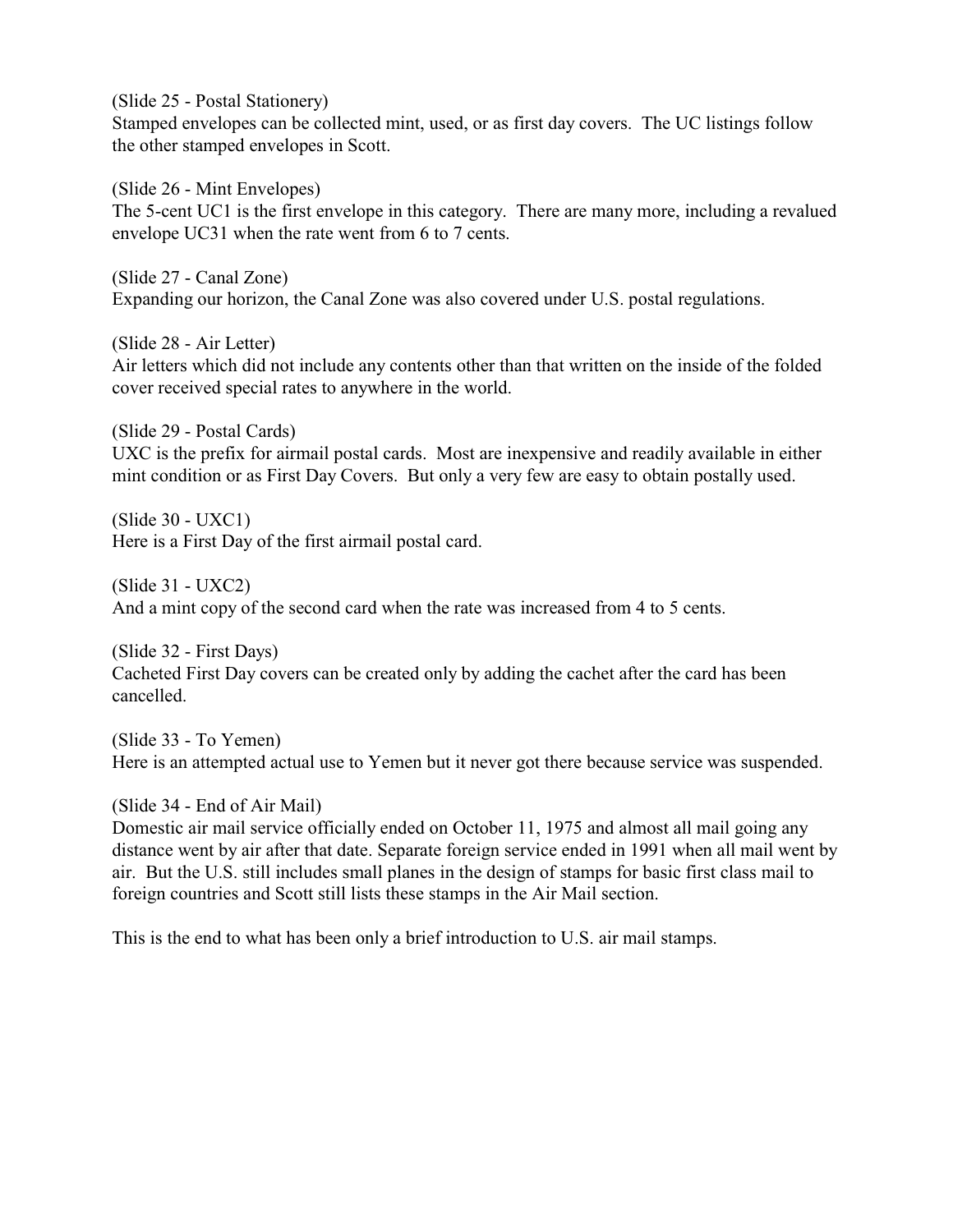(Slide 25 - Postal Stationery)
Stamped envelopes can be collected mint, used, or as first day covers. The UC listings follow the other stamped envelopes in Scott.

(Slide 26 - Mint Envelopes)
The 5-cent UC1 is the first envelope in this category. There are many more, including a revalued envelope UC31 when the rate went from 6 to 7 cents.

(Slide 27 - Canal Zone)
Expanding our horizon, the Canal Zone was also covered under U.S. postal regulations.

(Slide 28 - Air Letter)
Air letters which did not include any contents other than that written on the inside of the folded cover received special rates to anywhere in the world.

(Slide 29 - Postal Cards)
UXC is the prefix for airmail postal cards. Most are inexpensive and readily available in either mint condition or as First Day Covers. But only a very few are easy to obtain postally used.

(Slide 30 - UXC1)
Here is a First Day of the first airmail postal card.

(Slide 31 - UXC2)
And a mint copy of the second card when the rate was increased from 4 to 5 cents.

(Slide 32 - First Days)
Cacheted First Day covers can be created only by adding the cachet after the card has been cancelled.

(Slide 33 - To Yemen)
Here is an attempted actual use to Yemen but it never got there because service was suspended.

(Slide 34 - End of Air Mail)
Domestic air mail service officially ended on October 11, 1975 and almost all mail going any distance went by air after that date. Separate foreign service ended in 1991 when all mail went by air. But the U.S. still includes small planes in the design of stamps for basic first class mail to foreign countries and Scott still lists these stamps in the Air Mail section.

This is the end to what has been only a brief introduction to U.S. air mail stamps.